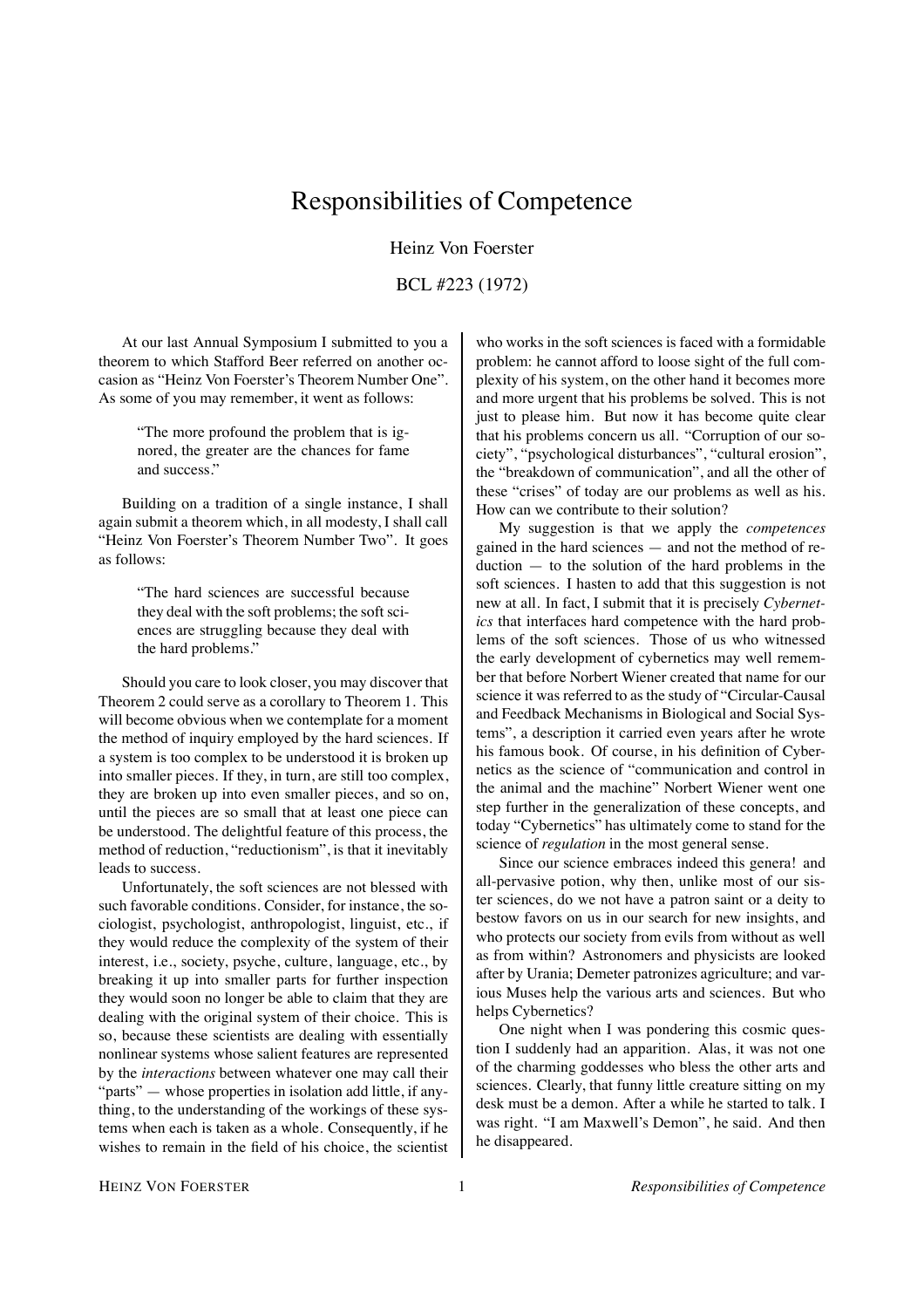# Responsibilities of Competence

Heinz Von Foerster

BCL #223 (1972)

At our last Annual Symposium I submitted to you a theorem to which Stafford Beer referred on another occasion as "Heinz Von Foerster's Theorem Number One". As some of you may remember, it went as follows:

> "The more profound the problem that is ignored, the greater are the chances for fame and success."

Building on a tradition of a single instance, I shall again submit a theorem which, in all modesty, I shall call "Heinz Von Foerster's Theorem Number Two". It goes as follows:

> "The hard sciences are successful because they deal with the soft problems; the soft sciences are struggling because they deal with the hard problems."

Should you care to look closer, you may discover that Theorem 2 could serve as a corollary to Theorem 1. This will become obvious when we contemplate for a moment the method of inquiry employed by the hard sciences. If a system is too complex to be understood it is broken up into smaller pieces. If they, in turn, are still too complex, they are broken up into even smaller pieces, and so on, until the pieces are so small that at least one piece can be understood. The delightful feature of this process, the method of reduction, "reductionism", is that it inevitably leads to success.

Unfortunately, the soft sciences are not blessed with such favorable conditions. Consider, for instance, the sociologist, psychologist, anthropologist, linguist, etc., if they would reduce the complexity of the system of their interest, i.e., society, psyche, culture, language, etc., by breaking it up into smaller parts for further inspection they would soon no longer be able to claim that they are dealing with the original system of their choice. This is so, because these scientists are dealing with essentially nonlinear systems whose salient features are represented by the *interactions* between whatever one may call their "parts" — whose properties in isolation add little, if anything, to the understanding of the workings of these systems when each is taken as a whole. Consequently, if he wishes to remain in the field of his choice, the scientist who works in the soft sciences is faced with a formidable problem: he cannot afford to loose sight of the full complexity of his system, on the other hand it becomes more and more urgent that his problems be solved. This is not just to please him. But now it has become quite clear that his problems concern us all. "Corruption of our society", "psychological disturbances", "cultural erosion", the "breakdown of communication", and all the other of these "crises" of today are our problems as well as his. How can we contribute to their solution?

My suggestion is that we apply the *competences* gained in the hard sciences — and not the method of reduction — to the solution of the hard problems in the soft sciences. I hasten to add that this suggestion is not new at all. In fact, I submit that it is precisely *Cybernetics* that interfaces hard competence with the hard problems of the soft sciences. Those of us who witnessed the early development of cybernetics may well remember that before Norbert Wiener created that name for our science it was referred to as the study of "Circular-Causal and Feedback Mechanisms in Biological and Social Systems", a description it carried even years after he wrote his famous book. Of course, in his definition of Cybernetics as the science of "communication and control in the animal and the machine" Norbert Wiener went one step further in the generalization of these concepts, and today "Cybernetics" has ultimately come to stand for the science of *regulation* in the most general sense.

Since our science embraces indeed this genera! and all-pervasive potion, why then, unlike most of our sister sciences, do we not have a patron saint or a deity to bestow favors on us in our search for new insights, and who protects our society from evils from without as well as from within? Astronomers and physicists are looked after by Urania; Demeter patronizes agriculture; and various Muses help the various arts and sciences. But who helps Cybernetics?

One night when I was pondering this cosmic question I suddenly had an apparition. Alas, it was not one of the charming goddesses who bless the other arts and sciences. Clearly, that funny little creature sitting on my desk must be a demon. After a while he started to talk. I was right. "I am Maxwell's Demon", he said. And then he disappeared.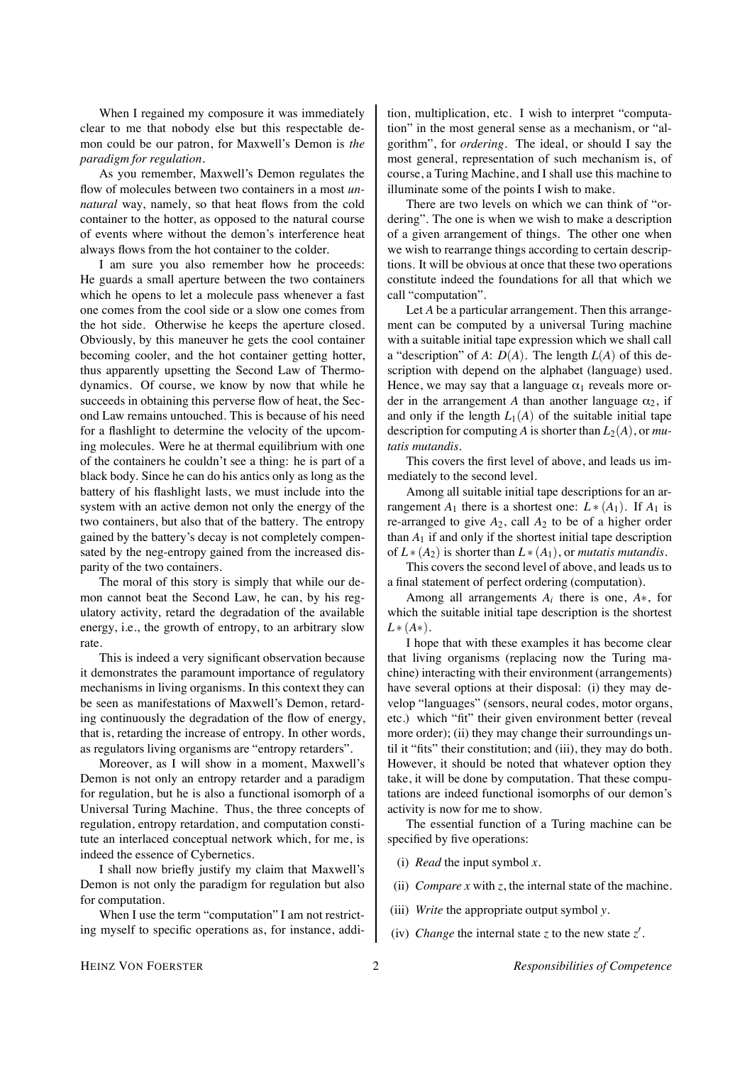When I regained my composure it was immediately clear to me that nobody else but this respectable demon could be our patron, for Maxwell's Demon is *the paradigm for regulation*.

As you remember, Maxwell's Demon regulates the flow of molecules between two containers in a most *unnatural* way, namely, so that heat flows from the cold container to the hotter, as opposed to the natural course of events where without the demon's interference heat always flows from the hot container to the colder.

I am sure you also remember how he proceeds: He guards a small aperture between the two containers which he opens to let a molecule pass whenever a fast one comes from the cool side or a slow one comes from the hot side. Otherwise he keeps the aperture closed. Obviously, by this maneuver he gets the cool container becoming cooler, and the hot container getting hotter, thus apparently upsetting the Second Law of Thermodynamics. Of course, we know by now that while he succeeds in obtaining this perverse flow of heat, the Second Law remains untouched. This is because of his need for a flashlight to determine the velocity of the upcoming molecules. Were he at thermal equilibrium with one of the containers he couldn't see a thing: he is part of a black body. Since he can do his antics only as long as the battery of his flashlight lasts, we must include into the system with an active demon not only the energy of the two containers, but also that of the battery. The entropy gained by the battery's decay is not completely compensated by the neg-entropy gained from the increased disparity of the two containers.

The moral of this story is simply that while our demon cannot beat the Second Law, he can, by his regulatory activity, retard the degradation of the available energy, i.e., the growth of entropy, to an arbitrary slow rate.

This is indeed a very significant observation because it demonstrates the paramount importance of regulatory mechanisms in living organisms. In this context they can be seen as manifestations of Maxwell's Demon, retarding continuously the degradation of the flow of energy, that is, retarding the increase of entropy. In other words, as regulators living organisms are "entropy retarders".

Moreover, as I will show in a moment, Maxwell's Demon is not only an entropy retarder and a paradigm for regulation, but he is also a functional isomorph of a Universal Turing Machine. Thus, the three concepts of regulation, entropy retardation, and computation constitute an interlaced conceptual network which, for me, is indeed the essence of Cybernetics.

I shall now briefly justify my claim that Maxwell's Demon is not only the paradigm for regulation but also for computation.

When I use the term "computation" I am not restricting myself to specific operations as, for instance, addition, multiplication, etc. I wish to interpret "computation" in the most general sense as a mechanism, or "algorithm", for *ordering*. The ideal, or should I say the most general, representation of such mechanism is, of course, a Turing Machine, and I shall use this machine to illuminate some of the points I wish to make.

There are two levels on which we can think of "ordering". The one is when we wish to make a description of a given arrangement of things. The other one when we wish to rearrange things according to certain descriptions. It will be obvious at once that these two operations constitute indeed the foundations for all that which we call "computation".

Let $A$ be a particular arrangement. Then this arrangement can be computed by a universal Turing machine with a suitable initial tape expression which we shall call a "description" of $A$: $D(A)$. The length $L(A)$ of this description with depend on the alphabet (language) used. Hence, we may say that a language $\alpha_1$ reveals more order in the arrangement $A$ than another language $\alpha_2$, if and only if the length $L_1(A)$ of the suitable initial tape description for computing $A$ is shorter than $L_2(A)$, or *mutatis mutandis*.

This covers the first level of above, and leads us immediately to the second level.

Among all suitable initial tape descriptions for an arrangement $A_1$ there is a shortest one: $L*(A_1)$. If $A_1$ is re-arranged to give $A_2$, call $A_2$ to be of a higher order than $A_1$ if and only if the shortest initial tape description of $L*(A_2)$ is shorter than $L*(A_1)$, or *mutatis mutandis*.

This covers the second level of above, and leads us to a final statement of perfect ordering (computation).

Among all arrangements $A_i$ there is one, $A*$, for which the suitable initial tape description is the shortest $L*(A*)$.

I hope that with these examples it has become clear that living organisms (replacing now the Turing machine) interacting with their environment (arrangements) have several options at their disposal: (i) they may develop "languages" (sensors, neural codes, motor organs, etc.) which "fit" their given environment better (reveal more order); (ii) they may change their surroundings until it "fits" their constitution; and (iii), they may do both. However, it should be noted that whatever option they take, it will be done by computation. That these computations are indeed functional isomorphs of our demon's activity is now for me to show.

The essential function of a Turing machine can be specified by five operations:

(i) *Read* the input symbol $x$.

(ii) *Compare* $x$ with $z$, the internal state of the machine.

(iii) *Write* the appropriate output symbol $y$.

(iv) *Change* the internal state $z$ to the new state $z'$.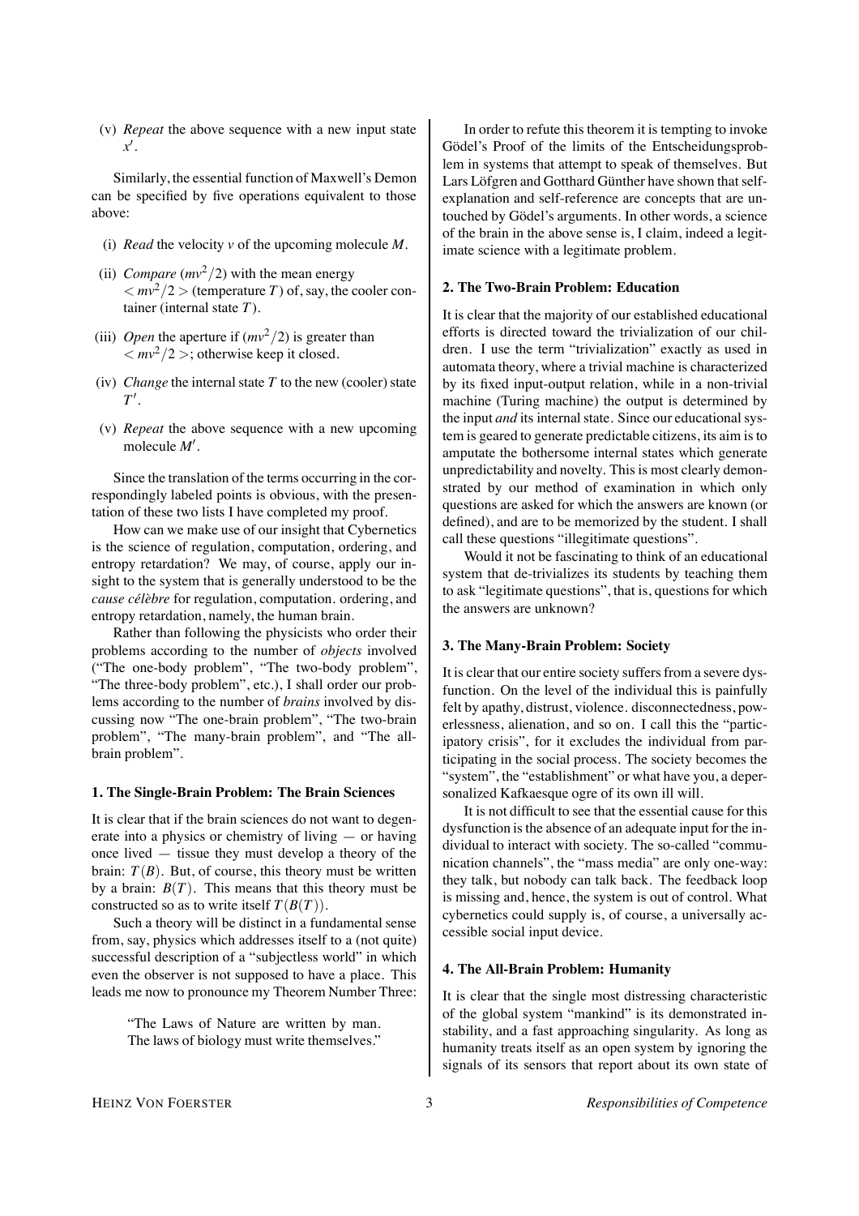(v) *Repeat* the above sequence with a new input state $x'$.

Similarly, the essential function of Maxwell's Demon can be specified by five operations equivalent to those above:

(i) *Read* the velocity $v$ of the upcoming molecule $M$.

(ii) *Compare* $(mv^2/2)$ with the mean energy $< mv^2/2 >$ (temperature $T$) of, say, the cooler container (internal state $T$).

(iii) *Open* the aperture if $(mv^2/2)$ is greater than $< mv^2/2 >$; otherwise keep it closed.

(iv) *Change* the internal state $T$ to the new (cooler) state $T'$.

(v) *Repeat* the above sequence with a new upcoming molecule $M'$.

Since the translation of the terms occurring in the correspondingly labeled points is obvious, with the presentation of these two lists I have completed my proof.

How can we make use of our insight that Cybernetics is the science of regulation, computation, ordering, and entropy retardation? We may, of course, apply our insight to the system that is generally understood to be the *cause célèbre* for regulation, computation. ordering, and entropy retardation, namely, the human brain.

Rather than following the physicists who order their problems according to the number of *objects* involved ("The one-body problem", "The two-body problem", "The three-body problem", etc.), I shall order our problems according to the number of *brains* involved by discussing now "The one-brain problem", "The two-brain problem", "The many-brain problem", and "The all-brain problem".

### 1. The Single-Brain Problem: The Brain Sciences

It is clear that if the brain sciences do not want to degenerate into a physics or chemistry of living — or having once lived — tissue they must develop a theory of the brain: $T(B)$. But, of course, this theory must be written by a brain: $B(T)$. This means that this theory must be constructed so as to write itself $T(B(T))$.

Such a theory will be distinct in a fundamental sense from, say, physics which addresses itself to a (not quite) successful description of a "subjectless world" in which even the observer is not supposed to have a place. This leads me now to pronounce my Theorem Number Three:

> "The Laws of Nature are written by man.
> The laws of biology must write themselves."

In order to refute this theorem it is tempting to invoke Gödel's Proof of the limits of the Entscheidungsproblem in systems that attempt to speak of themselves. But Lars Löfgren and Gotthard Günther have shown that self-explanation and self-reference are concepts that are untouched by Gödel's arguments. In other words, a science of the brain in the above sense is, I claim, indeed a legitimate science with a legitimate problem.

### 2. The Two-Brain Problem: Education

It is clear that the majority of our established educational efforts is directed toward the trivialization of our children. I use the term "trivialization" exactly as used in automata theory, where a trivial machine is characterized by its fixed input-output relation, while in a non-trivial machine (Turing machine) the output is determined by the input *and* its internal state. Since our educational system is geared to generate predictable citizens, its aim is to amputate the bothersome internal states which generate unpredictability and novelty. This is most clearly demonstrated by our method of examination in which only questions are asked for which the answers are known (or defined), and are to be memorized by the student. I shall call these questions "illegitimate questions".

Would it not be fascinating to think of an educational system that de-trivializes its students by teaching them to ask "legitimate questions", that is, questions for which the answers are unknown?

### 3. The Many-Brain Problem: Society

It is clear that our entire society suffers from a severe dysfunction. On the level of the individual this is painfully felt by apathy, distrust, violence. disconnectedness, powerlessness, alienation, and so on. I call this the "participatory crisis", for it excludes the individual from participating in the social process. The society becomes the "system", the "establishment" or what have you, a depersonalized Kafkaesque ogre of its own ill will.

It is not difficult to see that the essential cause for this dysfunction is the absence of an adequate input for the individual to interact with society. The so-called "communication channels", the "mass media" are only one-way: they talk, but nobody can talk back. The feedback loop is missing and, hence, the system is out of control. What cybernetics could supply is, of course, a universally accessible social input device.

### 4. The All-Brain Problem: Humanity

It is clear that the single most distressing characteristic of the global system "mankind" is its demonstrated instability, and a fast approaching singularity. As long as humanity treats itself as an open system by ignoring the signals of its sensors that report about its own state of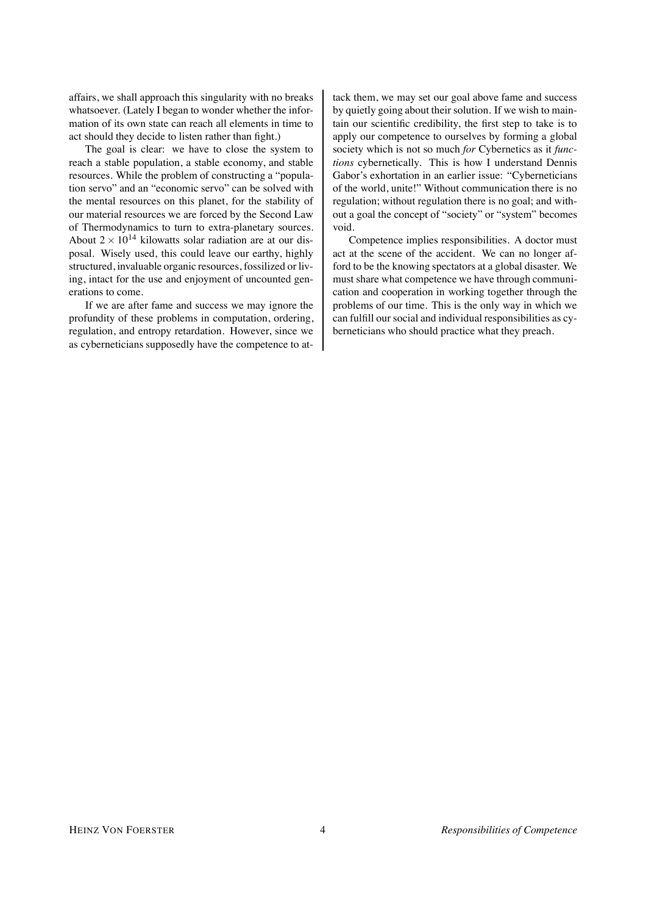affairs, we shall approach this singularity with no breaks whatsoever. (Lately I began to wonder whether the information of its own state can reach all elements in time to act should they decide to listen rather than fight.)

The goal is clear: we have to close the system to reach a stable population, a stable economy, and stable resources. While the problem of constructing a "population servo" and an "economic servo" can be solved with the mental resources on this planet, for the stability of our material resources we are forced by the Second Law of Thermodynamics to turn to extra-planetary sources. About $2 \times 10^{14}$ kilowatts solar radiation are at our disposal. Wisely used, this could leave our earthy, highly structured, invaluable organic resources, fossilized or living, intact for the use and enjoyment of uncounted generations to come.

If we are after fame and success we may ignore the profundity of these problems in computation, ordering, regulation, and entropy retardation. However, since we as cyberneticians supposedly have the competence to attack them, we may set our goal above fame and success by quietly going about their solution. If we wish to maintain our scientific credibility, the first step to take is to apply our competence to ourselves by forming a global society which is not so much *for* Cybernetics as it *functions* cybernetically. This is how I understand Dennis Gabor's exhortation in an earlier issue: "Cyberneticians of the world, unite!" Without communication there is no regulation; without regulation there is no goal; and without a goal the concept of "society" or "system" becomes void.

Competence implies responsibilities. A doctor must act at the scene of the accident. We can no longer afford to be the knowing spectators at a global disaster. We must share what competence we have through communication and cooperation in working together through the problems of our time. This is the only way in which we can fulfill our social and individual responsibilities as cyberneticians who should practice what they preach.